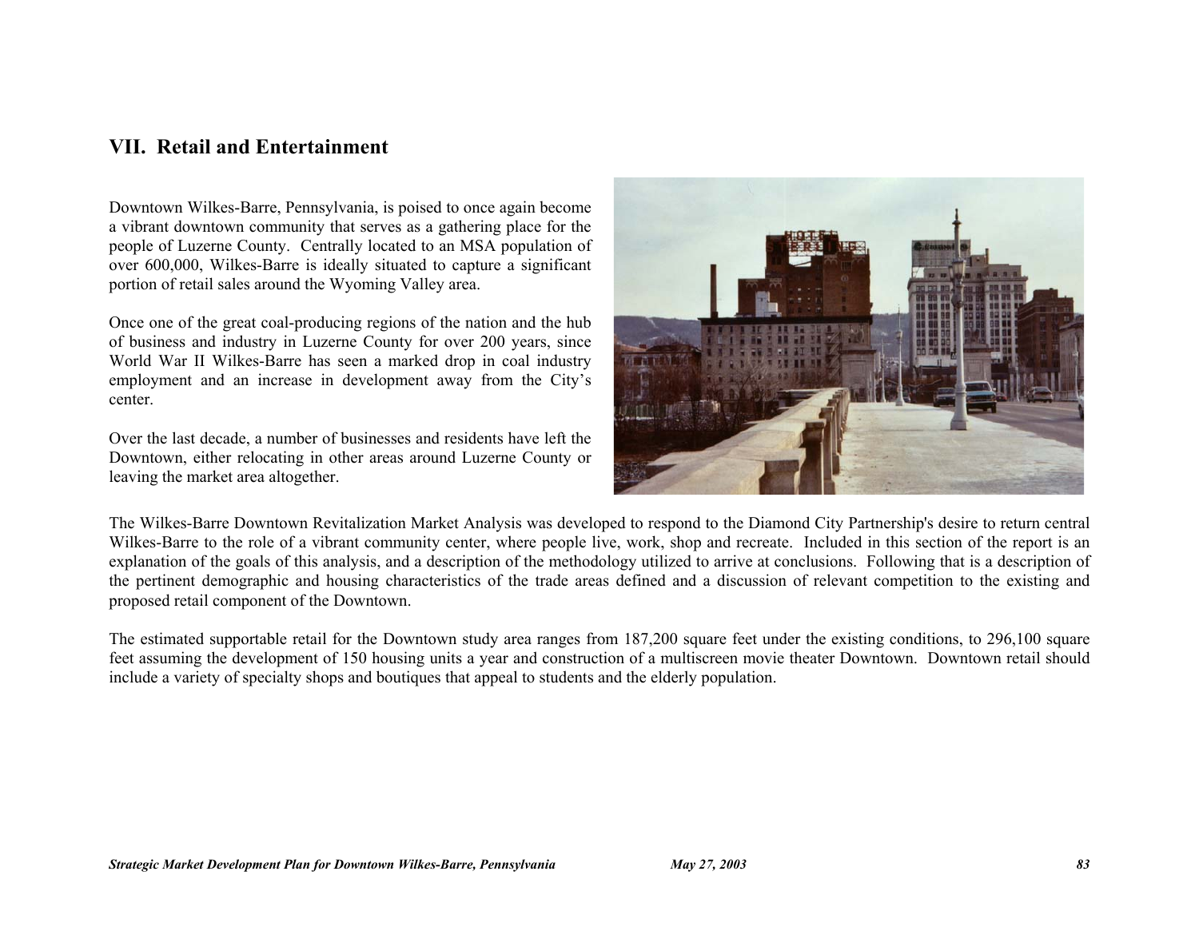## VII. Retail and Entertainment

Downtown Wilkes-Barre, Pennsylvania, is poised to once again become a vibrant downtown community that serves as a gathering place for the people of Luzerne County. Centrally located to an MSA population of over 600,000, Wilkes-Barre is ideally situated to capture a significant portion of retail sales around the Wyoming Valley area.

Once one of the great coal-producing regions of the nation and the hub of business and industry in Luzerne County for over 200 years, since World War II Wilkes-Barre has seen a marked drop in coal industry employment and an increase in development away from the City's center.

Over the last decade, a number of businesses and residents have left the Downtown, either relocating in other areas around Luzerne County or leaving the market area altogether.

The Wilkes-Barre Downtown Revitalization Market Analysis was developed to respond to the Diamond City Partnership's desire to return central Wilkes-Barre to the role of a vibrant community center, where people live, work, shop and recreate. Included in this section of the report is an explanation of the goals of this analysis, and a description of the methodology utilized to arrive at conclusions. Following that is a description of the pertinent demographic and housing characteristics of the trade areas defined and a discussion of relevant competition to the existing and proposed retail component of the Downtown.

The estimated supportable retail for the Downtown study area ranges from 187,200 square feet under the existing conditions, to 296,100 square feet assuming the development of 150 housing units a year and construction of a multiscreen movie theater Downtown. Downtown retail should include a variety of specialty shops and boutiques that appeal to students and the elderly population.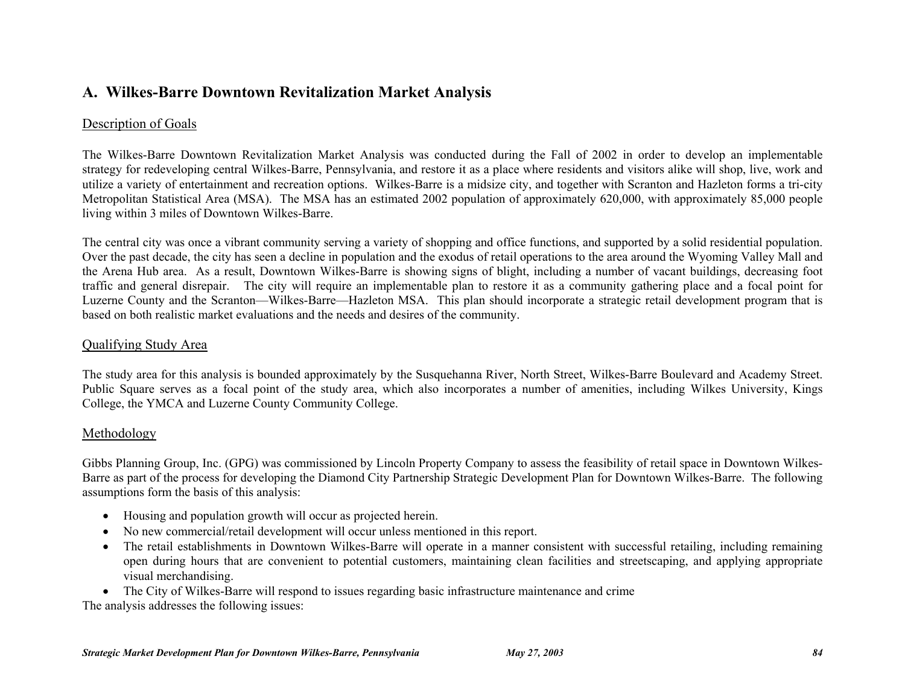## A. Wilkes-Barre Downtown Revitalization Market Analysis

### Description of Goals

The Wilkes-Barre Downtown Revitalization Market Analysis was conducted during the Fall of 2002 in order to develop an implementable strategy for redeveloping central Wilkes-Barre, Pennsylvania, and restore it as a place where residents and visitors alike will shop, live, work and utilize a variety of entertainment and recreation options. Wilkes-Barre is a midsize city, and together with Scranton and Hazleton forms a tri-city Metropolitan Statistical Area (MSA). The MSA has an estimated 2002 population of approximately 620,000, with approximately 85,000 people living within 3 miles of Downtown Wilkes-Barre.

The central city was once a vibrant community serving a variety of shopping and office functions, and supported by a solid residential population. Over the past decade, the city has seen a decline in population and the exodus of retail operations to the area around the Wyoming Valley Mall and the Arena Hub area. As a result, Downtown Wilkes-Barre is showing signs of blight, including a number of vacant buildings, decreasing foot traffic and general disrepair. The city will require an implementable plan to restore it as a community gathering place and a focal point for Luzerne County and the Scranton—Wilkes-Barre—Hazleton MSA. This plan should incorporate a strategic retail development program that is based on both realistic market evaluations and the needs and desires of the community.

### Qualifying Study Area

The study area for this analysis is bounded approximately by the Susquehanna River, North Street, Wilkes-Barre Boulevard and Academy Street. Public Square serves as a focal point of the study area, which also incorporates a number of amenities, including Wilkes University, Kings College, the YMCA and Luzerne County Community College.

### Methodology

Gibbs Planning Group, Inc. (GPG) was commissioned by Lincoln Property Company to assess the feasibility of retail space in Downtown Wilkes-Barre as part of the process for developing the Diamond City Partnership Strategic Development Plan for Downtown Wilkes-Barre. The following assumptions form the basis of this analysis:

- Housing and population growth will occur as projected herein.
- No new commercial/retail development will occur unless mentioned in this report.
- The retail establishments in Downtown Wilkes-Barre will operate in a manner consistent with successful retailing, including remaining open during hours that are convenient to potential customers, maintaining clean facilities and streetscaping, and applying appropriate visual merchandising.
- The City of Wilkes-Barre will respond to issues regarding basic infrastructure maintenance and crime

The analysis addresses the following issues: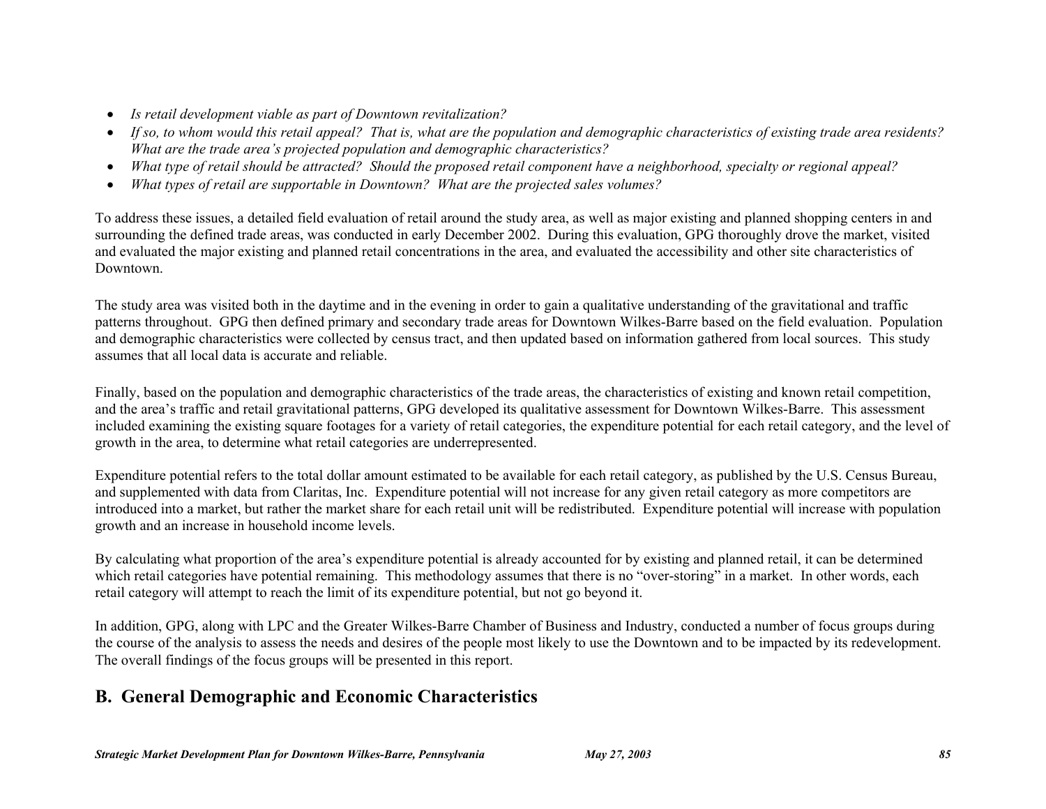- *Is retail development viable as part of Downtown revitalization?*
- *If so, to whom would this retail appeal? That is, what are the population and demographic characteristics of existing trade area residents? What are the trade area's projected population and demographic characteristics?*
- *What type of retail should be attracted? Should the proposed retail component have a neighborhood, specialty or regional appeal?*
- *What types of retail are supportable in Downtown? What are the projected sales volumes?*

To address these issues, a detailed field evaluation of retail around the study area, as well as major existing and planned shopping centers in and surrounding the defined trade areas, was conducted in early December 2002. During this evaluation, GPG thoroughly drove the market, visited and evaluated the major existing and planned retail concentrations in the area, and evaluated the accessibility and other site characteristics of Downtown.

The study area was visited both in the daytime and in the evening in order to gain a qualitative understanding of the gravitational and traffic patterns throughout. GPG then defined primary and secondary trade areas for Downtown Wilkes-Barre based on the field evaluation. Population and demographic characteristics were collected by census tract, and then updated based on information gathered from local sources. This study assumes that all local data is accurate and reliable.

Finally, based on the population and demographic characteristics of the trade areas, the characteristics of existing and known retail competition, and the area's traffic and retail gravitational patterns, GPG developed its qualitative assessment for Downtown Wilkes-Barre. This assessment included examining the existing square footages for a variety of retail categories, the expenditure potential for each retail category, and the level of growth in the area, to determine what retail categories are underrepresented.

Expenditure potential refers to the total dollar amount estimated to be available for each retail category, as published by the U.S. Census Bureau, and supplemented with data from Claritas, Inc. Expenditure potential will not increase for any given retail category as more competitors are introduced into a market, but rather the market share for each retail unit will be redistributed. Expenditure potential will increase with population growth and an increase in household income levels.

By calculating what proportion of the area's expenditure potential is already accounted for by existing and planned retail, it can be determined which retail categories have potential remaining. This methodology assumes that there is no "over-storing" in a market. In other words, each retail category will attempt to reach the limit of its expenditure potential, but not go beyond it.

In addition, GPG, along with LPC and the Greater Wilkes-Barre Chamber of Business and Industry, conducted a number of focus groups during the course of the analysis to assess the needs and desires of the people most likely to use the Downtown and to be impacted by its redevelopment. The overall findings of the focus groups will be presented in this report.

## B. General Demographic and Economic Characteristics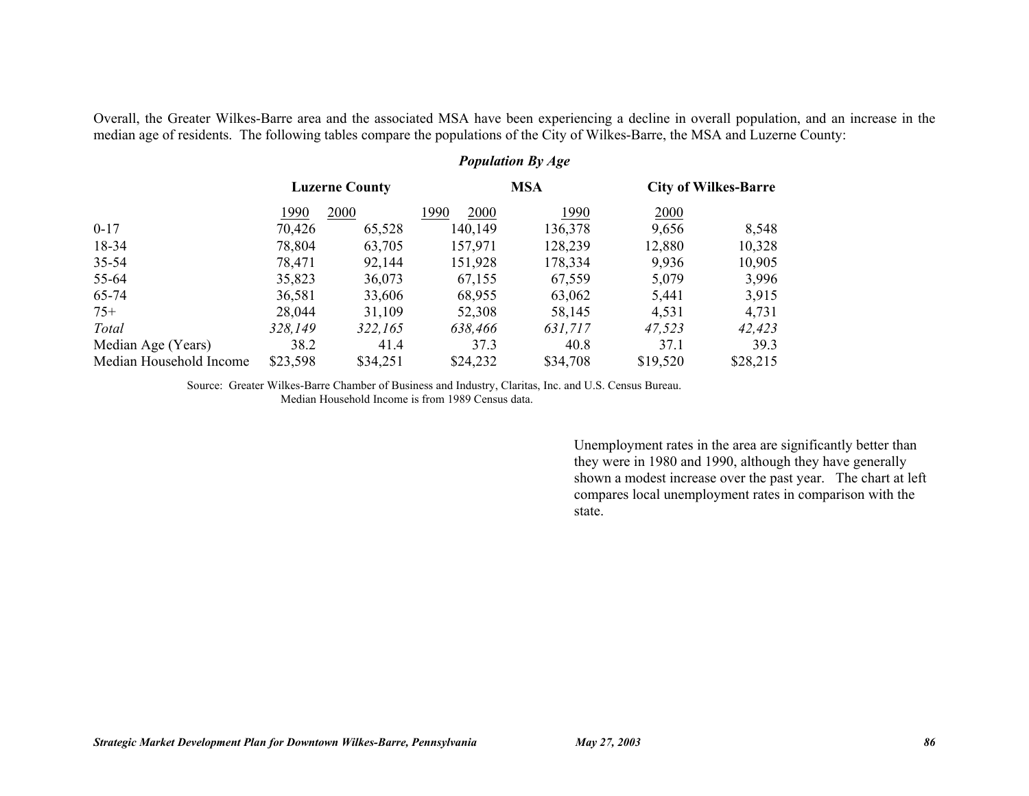Overall, the Greater Wilkes-Barre area and the associated MSA have been experiencing a decline in overall population, and an increase in the median age of residents. The following tables compare the populations of the City of Wilkes-Barre, the MSA and Luzerne County:

***Population By Age***

| | Luzerne County | | MSA | | City of Wilkes-Barre | |
|---|---|---|---|---|---|---|
| | 1990 | 2000 | 1990 | 2000 | 1990 | 2000 |
| 0-17 | 70,426 | 65,528 | 140,149 | 136,378 | 9,656 | 8,548 |
| 18-34 | 78,804 | 63,705 | 157,971 | 128,239 | 12,880 | 10,328 |
| 35-54 | 78,471 | 92,144 | 151,928 | 178,334 | 9,936 | 10,905 |
| 55-64 | 35,823 | 36,073 | 67,155 | 67,559 | 5,079 | 3,996 |
| 65-74 | 36,581 | 33,606 | 68,955 | 63,062 | 5,441 | 3,915 |
| 75+ | 28,044 | 31,109 | 52,308 | 58,145 | 4,531 | 4,731 |
| *Total* | *328,149* | *322,165* | *638,466* | *631,717* | *47,523* | *42,423* |
| Median Age (Years) | 38.2 | 41.4 | 37.3 | 40.8 | 37.1 | 39.3 |
| Median Household Income | $23,598 | $34,251 | $24,232 | $34,708 | $19,520 | $28,215 |

Source: Greater Wilkes-Barre Chamber of Business and Industry, Claritas, Inc. and U.S. Census Bureau.
Median Household Income is from 1989 Census data.

Unemployment rates in the area are significantly better than they were in 1980 and 1990, although they have generally shown a modest increase over the past year. The chart at left compares local unemployment rates in comparison with the state.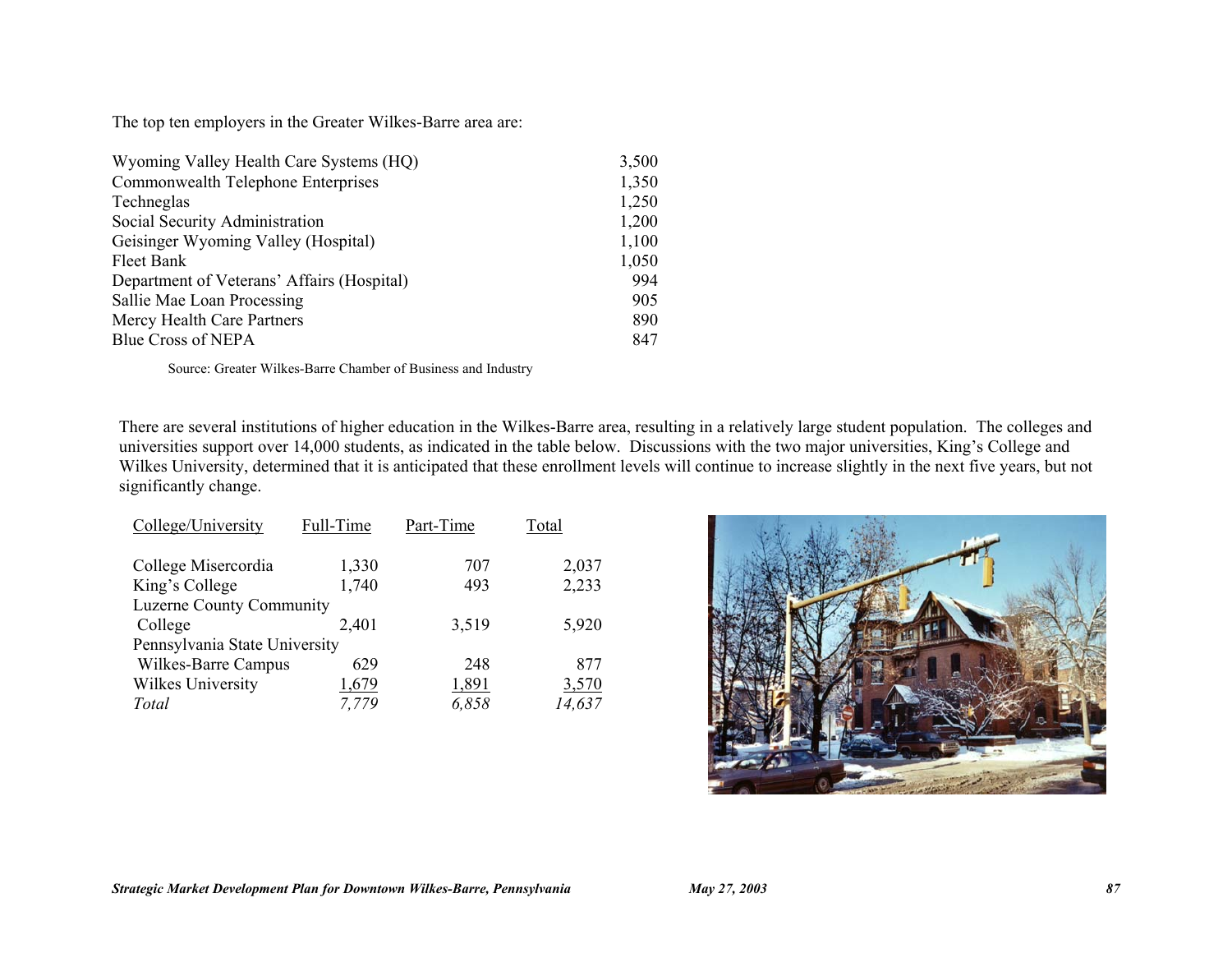The top ten employers in the Greater Wilkes-Barre area are:

| Employer | Employees |
|---|---|
| Wyoming Valley Health Care Systems (HQ) | 3,500 |
| Commonwealth Telephone Enterprises | 1,350 |
| Techneglas | 1,250 |
| Social Security Administration | 1,200 |
| Geisinger Wyoming Valley (Hospital) | 1,100 |
| Fleet Bank | 1,050 |
| Department of Veterans' Affairs (Hospital) | 994 |
| Sallie Mae Loan Processing | 905 |
| Mercy Health Care Partners | 890 |
| Blue Cross of NEPA | 847 |

Source: Greater Wilkes-Barre Chamber of Business and Industry

There are several institutions of higher education in the Wilkes-Barre area, resulting in a relatively large student population. The colleges and universities support over 14,000 students, as indicated in the table below. Discussions with the two major universities, King's College and Wilkes University, determined that it is anticipated that these enrollment levels will continue to increase slightly in the next five years, but not significantly change.

| College/University | Full-Time | Part-Time | Total |
|---|---|---|---|
| College Misercordia | 1,330 | 707 | 2,037 |
| King's College | 1,740 | 493 | 2,233 |
| Luzerne County Community College | 2,401 | 3,519 | 5,920 |
| Pennsylvania State University Wilkes-Barre Campus | 629 | 248 | 877 |
| Wilkes University | 1,679 | 1,891 | 3,570 |
| *Total* | *7,779* | *6,858* | *14,637* |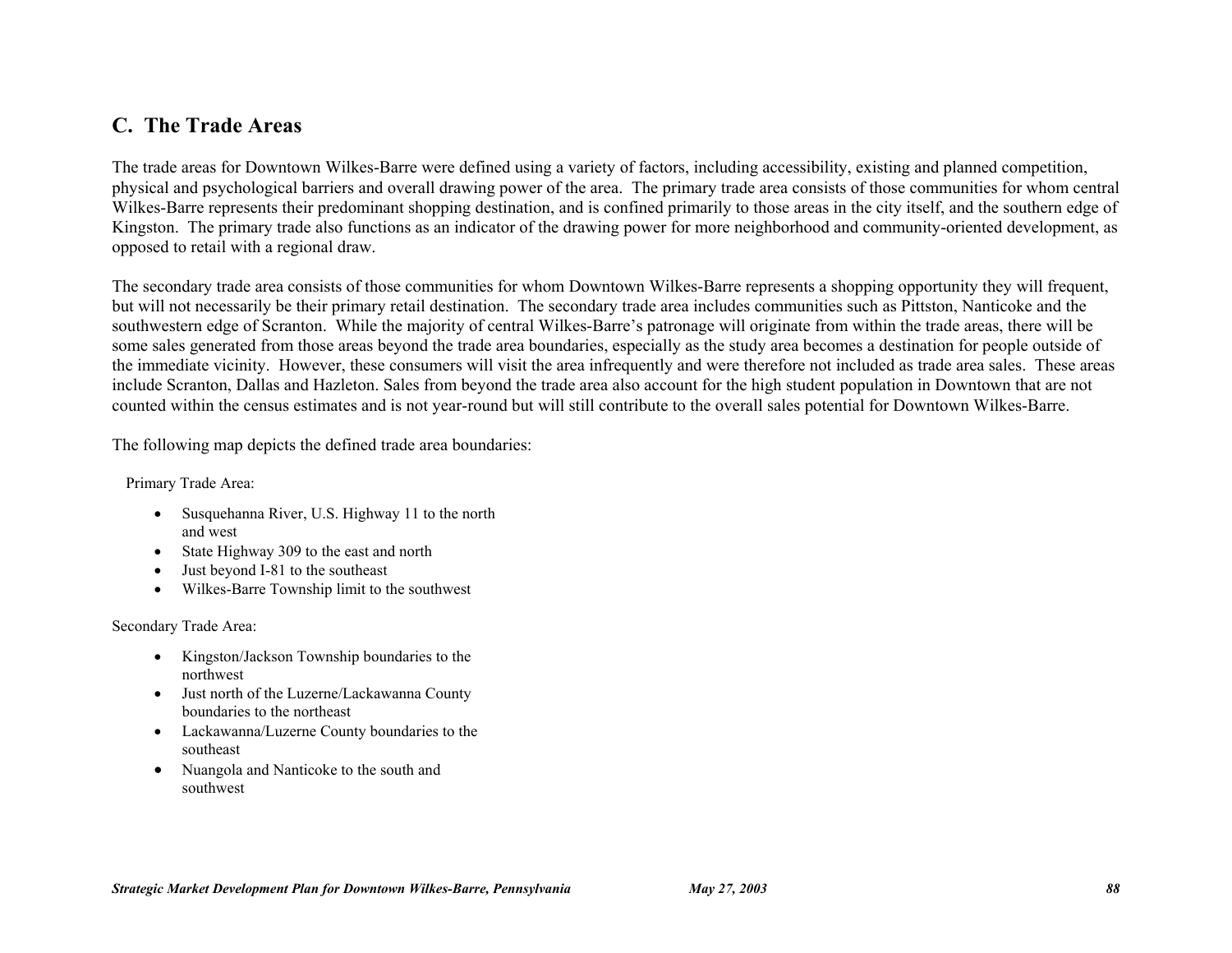## C. The Trade Areas

The trade areas for Downtown Wilkes-Barre were defined using a variety of factors, including accessibility, existing and planned competition, physical and psychological barriers and overall drawing power of the area. The primary trade area consists of those communities for whom central Wilkes-Barre represents their predominant shopping destination, and is confined primarily to those areas in the city itself, and the southern edge of Kingston. The primary trade also functions as an indicator of the drawing power for more neighborhood and community-oriented development, as opposed to retail with a regional draw.

The secondary trade area consists of those communities for whom Downtown Wilkes-Barre represents a shopping opportunity they will frequent, but will not necessarily be their primary retail destination. The secondary trade area includes communities such as Pittston, Nanticoke and the southwestern edge of Scranton. While the majority of central Wilkes-Barre's patronage will originate from within the trade areas, there will be some sales generated from those areas beyond the trade area boundaries, especially as the study area becomes a destination for people outside of the immediate vicinity. However, these consumers will visit the area infrequently and were therefore not included as trade area sales. These areas include Scranton, Dallas and Hazleton. Sales from beyond the trade area also account for the high student population in Downtown that are not counted within the census estimates and is not year-round but will still contribute to the overall sales potential for Downtown Wilkes-Barre.

The following map depicts the defined trade area boundaries:

Primary Trade Area:

- Susquehanna River, U.S. Highway 11 to the north and west
- State Highway 309 to the east and north
- Just beyond I-81 to the southeast
- Wilkes-Barre Township limit to the southwest

Secondary Trade Area:

- Kingston/Jackson Township boundaries to the northwest
- Just north of the Luzerne/Lackawanna County boundaries to the northeast
- Lackawanna/Luzerne County boundaries to the southeast
- Nuangola and Nanticoke to the south and southwest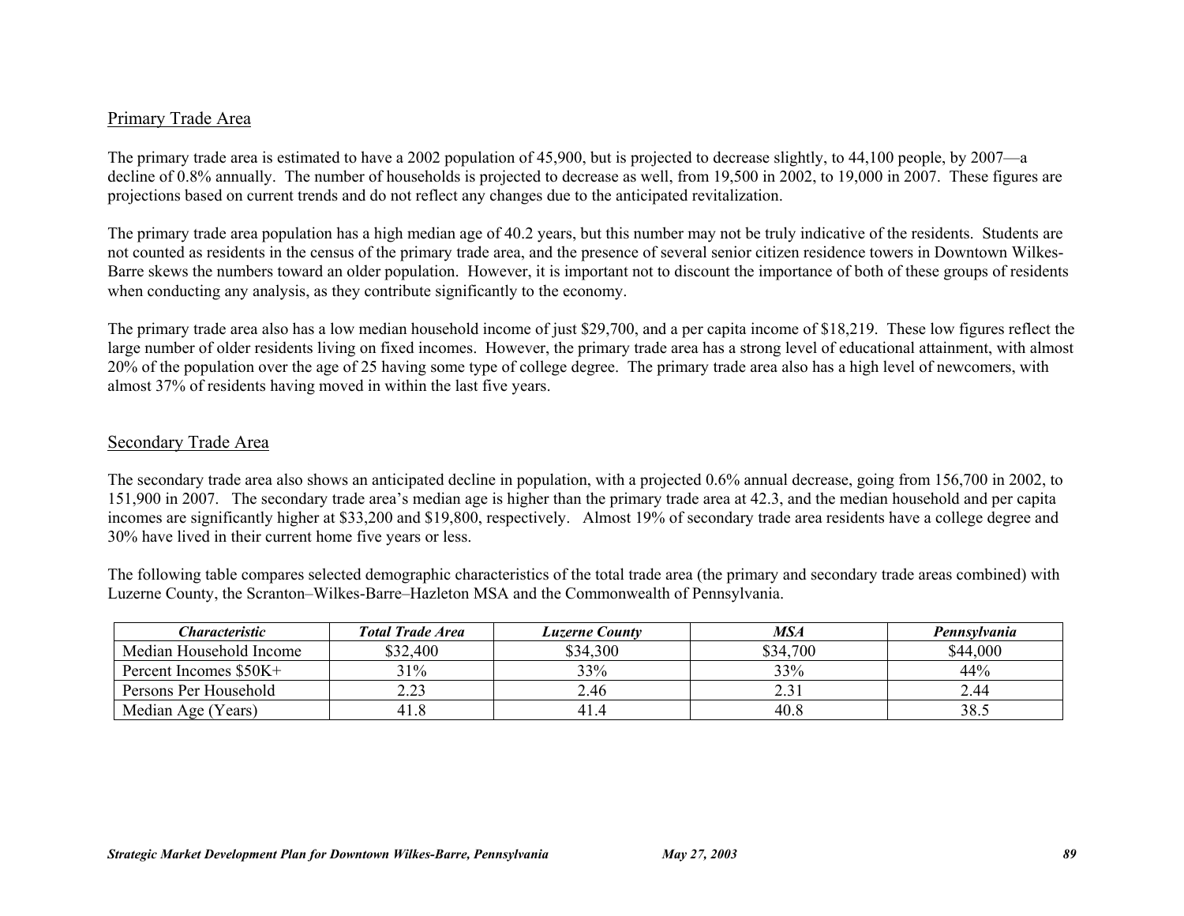## Primary Trade Area

The primary trade area is estimated to have a 2002 population of 45,900, but is projected to decrease slightly, to 44,100 people, by 2007—a decline of 0.8% annually. The number of households is projected to decrease as well, from 19,500 in 2002, to 19,000 in 2007. These figures are projections based on current trends and do not reflect any changes due to the anticipated revitalization.

The primary trade area population has a high median age of 40.2 years, but this number may not be truly indicative of the residents. Students are not counted as residents in the census of the primary trade area, and the presence of several senior citizen residence towers in Downtown Wilkes-Barre skews the numbers toward an older population. However, it is important not to discount the importance of both of these groups of residents when conducting any analysis, as they contribute significantly to the economy.

The primary trade area also has a low median household income of just $29,700, and a per capita income of $18,219. These low figures reflect the large number of older residents living on fixed incomes. However, the primary trade area has a strong level of educational attainment, with almost 20% of the population over the age of 25 having some type of college degree. The primary trade area also has a high level of newcomers, with almost 37% of residents having moved in within the last five years.

## Secondary Trade Area

The secondary trade area also shows an anticipated decline in population, with a projected 0.6% annual decrease, going from 156,700 in 2002, to 151,900 in 2007. The secondary trade area's median age is higher than the primary trade area at 42.3, and the median household and per capita incomes are significantly higher at $33,200 and $19,800, respectively. Almost 19% of secondary trade area residents have a college degree and 30% have lived in their current home five years or less.

The following table compares selected demographic characteristics of the total trade area (the primary and secondary trade areas combined) with Luzerne County, the Scranton–Wilkes-Barre–Hazleton MSA and the Commonwealth of Pennsylvania.

| ***Characteristic*** | ***Total Trade Area*** | ***Luzerne County*** | ***MSA*** | ***Pennsylvania*** |
|---|---|---|---|---|
| Median Household Income | $32,400 | $34,300 | $34,700 | $44,000 |
| Percent Incomes $50K+ | 31% | 33% | 33% | 44% |
| Persons Per Household | 2.23 | 2.46 | 2.31 | 2.44 |
| Median Age (Years) | 41.8 | 41.4 | 40.8 | 38.5 |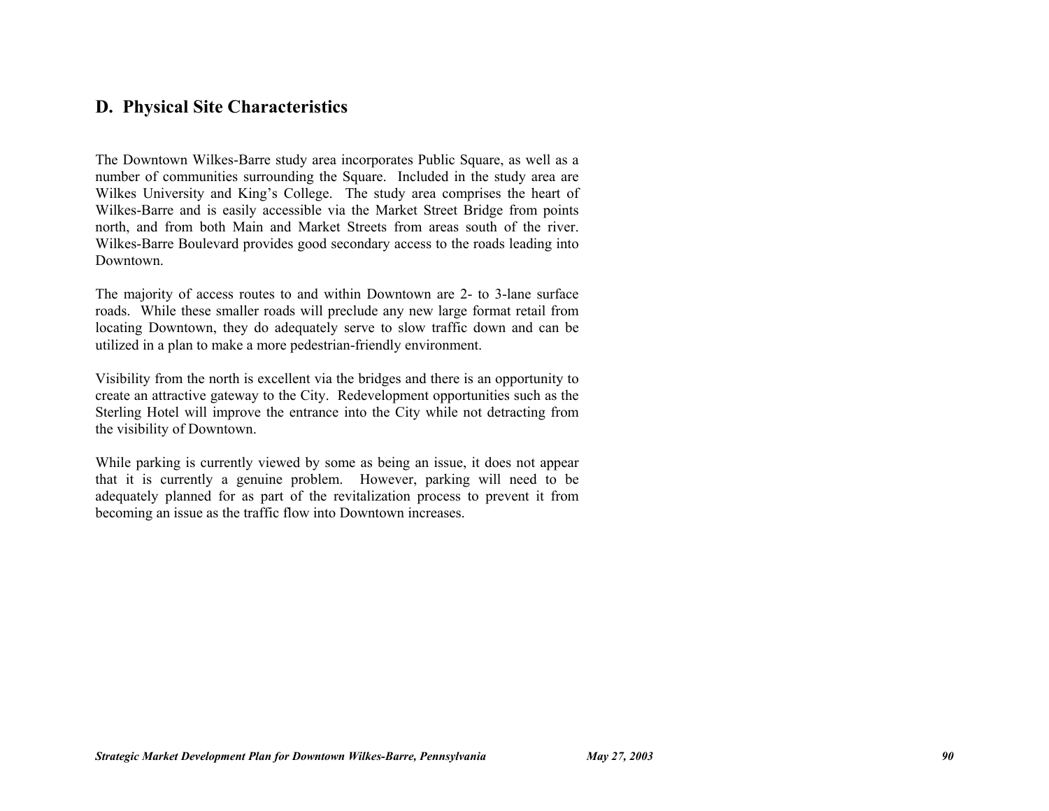## D. Physical Site Characteristics

The Downtown Wilkes-Barre study area incorporates Public Square, as well as a number of communities surrounding the Square. Included in the study area are Wilkes University and King's College. The study area comprises the heart of Wilkes-Barre and is easily accessible via the Market Street Bridge from points north, and from both Main and Market Streets from areas south of the river. Wilkes-Barre Boulevard provides good secondary access to the roads leading into Downtown.

The majority of access routes to and within Downtown are 2- to 3-lane surface roads. While these smaller roads will preclude any new large format retail from locating Downtown, they do adequately serve to slow traffic down and can be utilized in a plan to make a more pedestrian-friendly environment.

Visibility from the north is excellent via the bridges and there is an opportunity to create an attractive gateway to the City. Redevelopment opportunities such as the Sterling Hotel will improve the entrance into the City while not detracting from the visibility of Downtown.

While parking is currently viewed by some as being an issue, it does not appear that it is currently a genuine problem. However, parking will need to be adequately planned for as part of the revitalization process to prevent it from becoming an issue as the traffic flow into Downtown increases.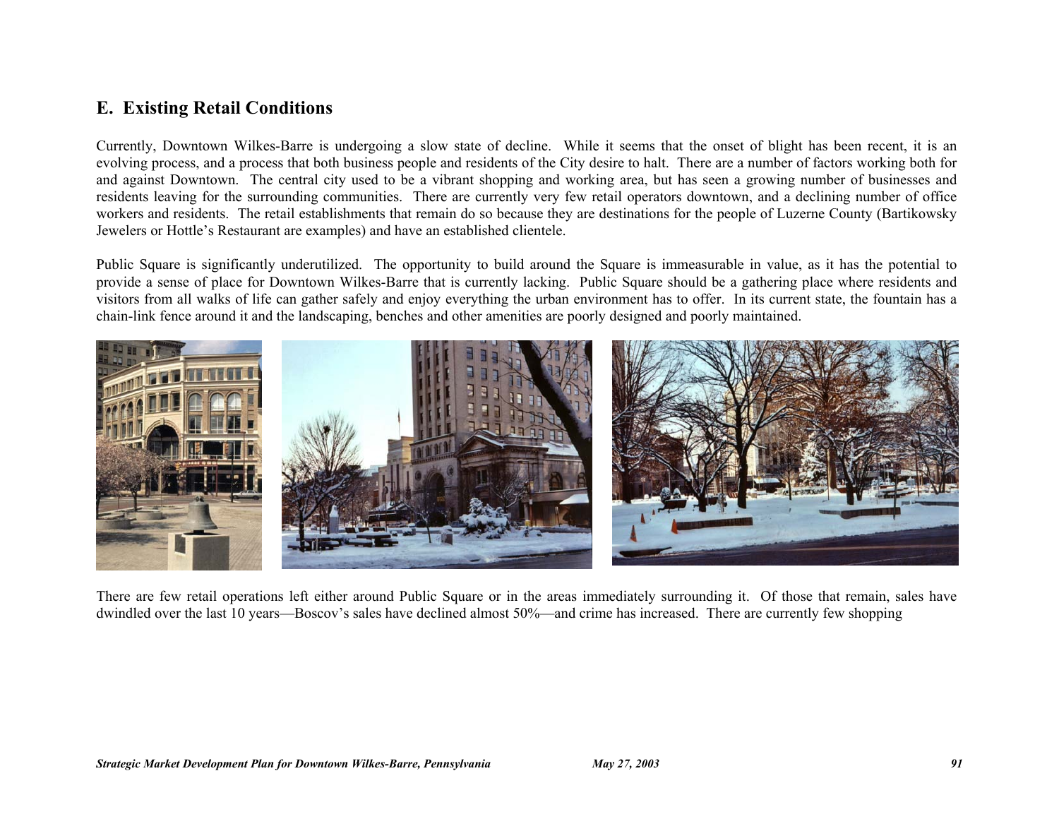## E. Existing Retail Conditions

Currently, Downtown Wilkes-Barre is undergoing a slow state of decline. While it seems that the onset of blight has been recent, it is an evolving process, and a process that both business people and residents of the City desire to halt. There are a number of factors working both for and against Downtown. The central city used to be a vibrant shopping and working area, but has seen a growing number of businesses and residents leaving for the surrounding communities. There are currently very few retail operators downtown, and a declining number of office workers and residents. The retail establishments that remain do so because they are destinations for the people of Luzerne County (Bartikowsky Jewelers or Hottle's Restaurant are examples) and have an established clientele.

Public Square is significantly underutilized. The opportunity to build around the Square is immeasurable in value, as it has the potential to provide a sense of place for Downtown Wilkes-Barre that is currently lacking. Public Square should be a gathering place where residents and visitors from all walks of life can gather safely and enjoy everything the urban environment has to offer. In its current state, the fountain has a chain-link fence around it and the landscaping, benches and other amenities are poorly designed and poorly maintained.

There are few retail operations left either around Public Square or in the areas immediately surrounding it. Of those that remain, sales have dwindled over the last 10 years—Boscov's sales have declined almost 50%—and crime has increased. There are currently few shopping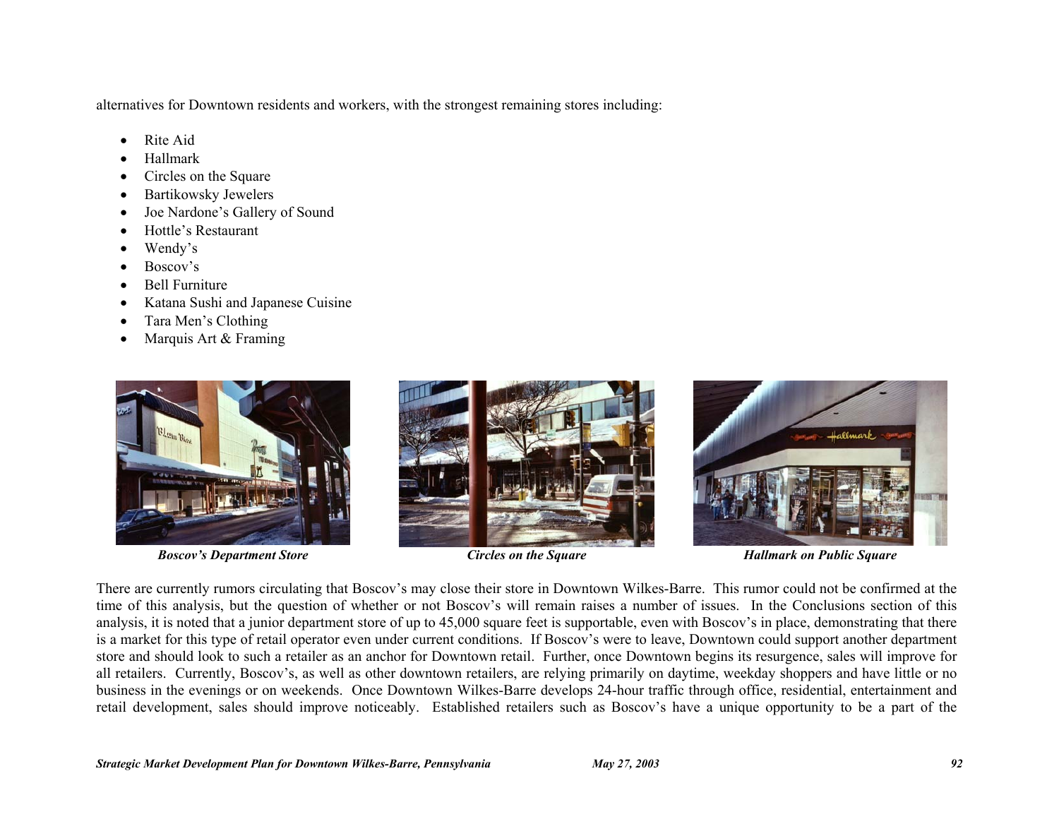alternatives for Downtown residents and workers, with the strongest remaining stores including:

- Rite Aid
- Hallmark
- Circles on the Square
- Bartikowsky Jewelers
- Joe Nardone's Gallery of Sound
- Hottle's Restaurant
- Wendy's
- Boscov's
- Bell Furniture
- Katana Sushi and Japanese Cuisine
- Tara Men's Clothing
- Marquis Art & Framing

***Boscov's Department Store***

***Circles on the Square***

***Hallmark on Public Square***

There are currently rumors circulating that Boscov's may close their store in Downtown Wilkes-Barre. This rumor could not be confirmed at the time of this analysis, but the question of whether or not Boscov's will remain raises a number of issues. In the Conclusions section of this analysis, it is noted that a junior department store of up to 45,000 square feet is supportable, even with Boscov's in place, demonstrating that there is a market for this type of retail operator even under current conditions. If Boscov's were to leave, Downtown could support another department store and should look to such a retailer as an anchor for Downtown retail. Further, once Downtown begins its resurgence, sales will improve for all retailers. Currently, Boscov's, as well as other downtown retailers, are relying primarily on daytime, weekday shoppers and have little or no business in the evenings or on weekends. Once Downtown Wilkes-Barre develops 24-hour traffic through office, residential, entertainment and retail development, sales should improve noticeably. Established retailers such as Boscov's have a unique opportunity to be a part of the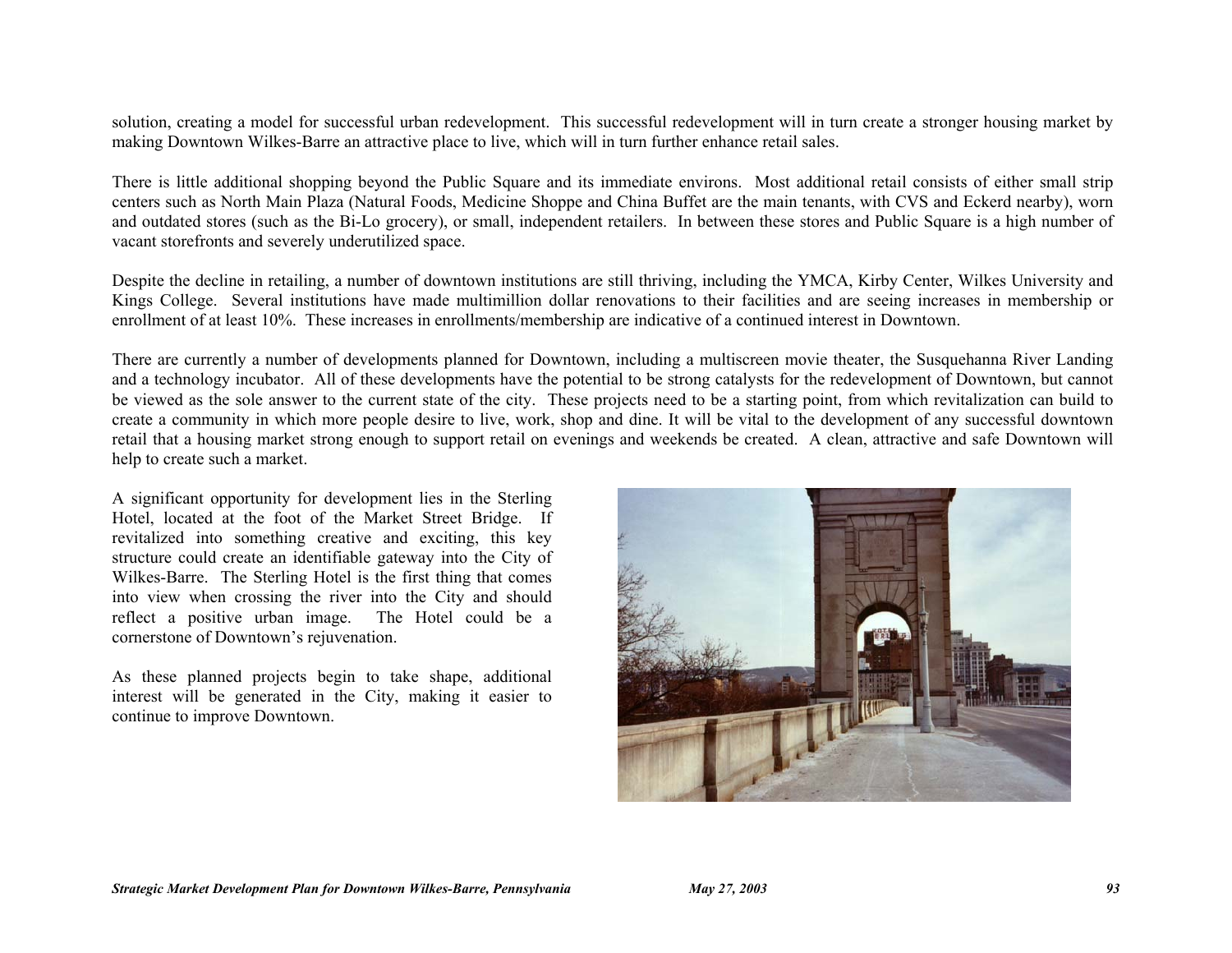solution, creating a model for successful urban redevelopment. This successful redevelopment will in turn create a stronger housing market by making Downtown Wilkes-Barre an attractive place to live, which will in turn further enhance retail sales.

There is little additional shopping beyond the Public Square and its immediate environs. Most additional retail consists of either small strip centers such as North Main Plaza (Natural Foods, Medicine Shoppe and China Buffet are the main tenants, with CVS and Eckerd nearby), worn and outdated stores (such as the Bi-Lo grocery), or small, independent retailers. In between these stores and Public Square is a high number of vacant storefronts and severely underutilized space.

Despite the decline in retailing, a number of downtown institutions are still thriving, including the YMCA, Kirby Center, Wilkes University and Kings College. Several institutions have made multimillion dollar renovations to their facilities and are seeing increases in membership or enrollment of at least 10%. These increases in enrollments/membership are indicative of a continued interest in Downtown.

There are currently a number of developments planned for Downtown, including a multiscreen movie theater, the Susquehanna River Landing and a technology incubator. All of these developments have the potential to be strong catalysts for the redevelopment of Downtown, but cannot be viewed as the sole answer to the current state of the city. These projects need to be a starting point, from which revitalization can build to create a community in which more people desire to live, work, shop and dine. It will be vital to the development of any successful downtown retail that a housing market strong enough to support retail on evenings and weekends be created. A clean, attractive and safe Downtown will help to create such a market.

A significant opportunity for development lies in the Sterling Hotel, located at the foot of the Market Street Bridge. If revitalized into something creative and exciting, this key structure could create an identifiable gateway into the City of Wilkes-Barre. The Sterling Hotel is the first thing that comes into view when crossing the river into the City and should reflect a positive urban image. The Hotel could be a cornerstone of Downtown's rejuvenation.

As these planned projects begin to take shape, additional interest will be generated in the City, making it easier to continue to improve Downtown.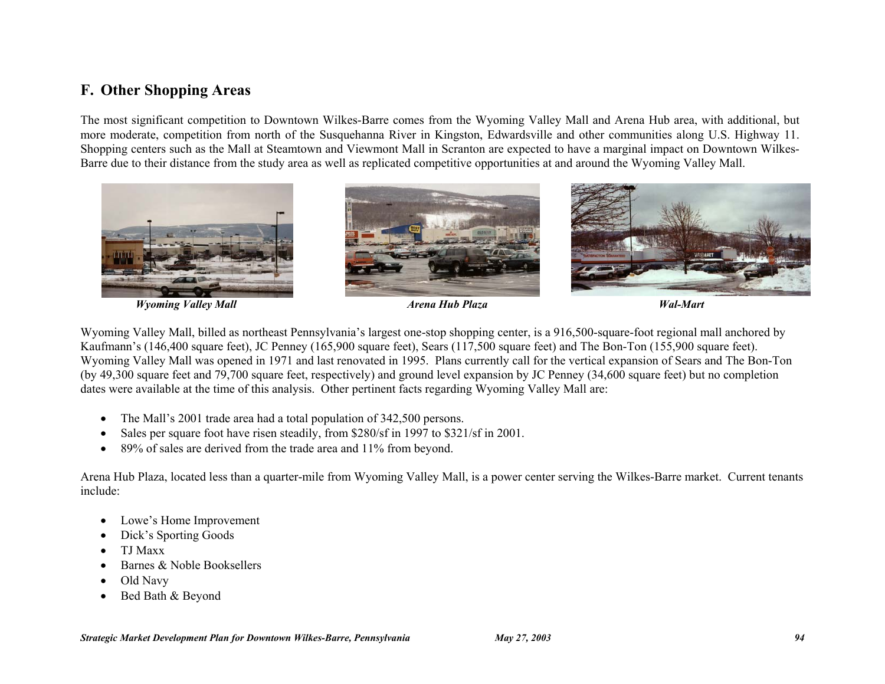## F. Other Shopping Areas

The most significant competition to Downtown Wilkes-Barre comes from the Wyoming Valley Mall and Arena Hub area, with additional, but more moderate, competition from north of the Susquehanna River in Kingston, Edwardsville and other communities along U.S. Highway 11. Shopping centers such as the Mall at Steamtown and Viewmont Mall in Scranton are expected to have a marginal impact on Downtown Wilkes-Barre due to their distance from the study area as well as replicated competitive opportunities at and around the Wyoming Valley Mall.

***Wyoming Valley Mall*** ***Arena Hub Plaza*** ***Wal-Mart***

Wyoming Valley Mall, billed as northeast Pennsylvania's largest one-stop shopping center, is a 916,500-square-foot regional mall anchored by Kaufmann's (146,400 square feet), JC Penney (165,900 square feet), Sears (117,500 square feet) and The Bon-Ton (155,900 square feet). Wyoming Valley Mall was opened in 1971 and last renovated in 1995. Plans currently call for the vertical expansion of Sears and The Bon-Ton (by 49,300 square feet and 79,700 square feet, respectively) and ground level expansion by JC Penney (34,600 square feet) but no completion dates were available at the time of this analysis. Other pertinent facts regarding Wyoming Valley Mall are:

- The Mall's 2001 trade area had a total population of 342,500 persons.
- Sales per square foot have risen steadily, from $280/sf in 1997 to $321/sf in 2001.
- 89% of sales are derived from the trade area and 11% from beyond.

Arena Hub Plaza, located less than a quarter-mile from Wyoming Valley Mall, is a power center serving the Wilkes-Barre market. Current tenants include:

- Lowe's Home Improvement
- Dick's Sporting Goods
- TJ Maxx
- Barnes & Noble Booksellers
- Old Navy
- Bed Bath & Beyond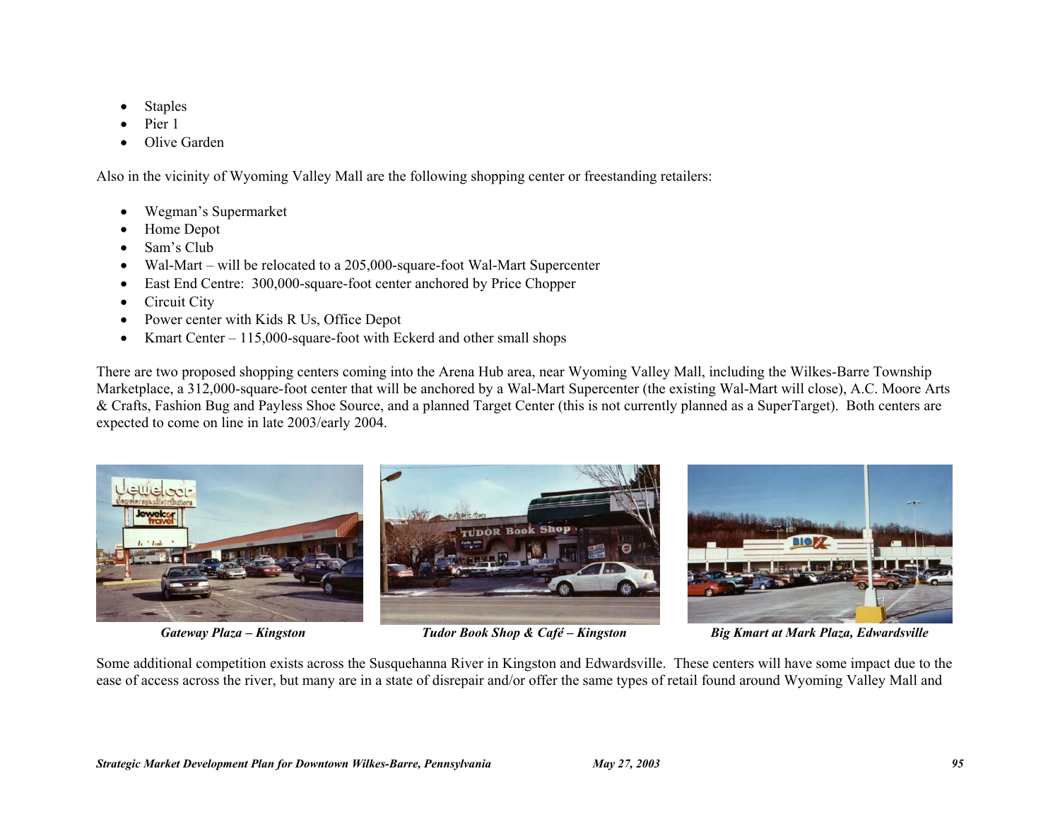- Staples
- Pier 1
- Olive Garden

Also in the vicinity of Wyoming Valley Mall are the following shopping center or freestanding retailers:

- Wegman's Supermarket
- Home Depot
- Sam's Club
- Wal-Mart – will be relocated to a 205,000-square-foot Wal-Mart Supercenter
- East End Centre: 300,000-square-foot center anchored by Price Chopper
- Circuit City
- Power center with Kids R Us, Office Depot
- Kmart Center – 115,000-square-foot with Eckerd and other small shops

There are two proposed shopping centers coming into the Arena Hub area, near Wyoming Valley Mall, including the Wilkes-Barre Township Marketplace, a 312,000-square-foot center that will be anchored by a Wal-Mart Supercenter (the existing Wal-Mart will close), A.C. Moore Arts & Crafts, Fashion Bug and Payless Shoe Source, and a planned Target Center (this is not currently planned as a SuperTarget). Both centers are expected to come on line in late 2003/early 2004.

***Gateway Plaza – Kingston***

***Tudor Book Shop & Café – Kingston***

***Big Kmart at Mark Plaza, Edwardsville***

Some additional competition exists across the Susquehanna River in Kingston and Edwardsville. These centers will have some impact due to the ease of access across the river, but many are in a state of disrepair and/or offer the same types of retail found around Wyoming Valley Mall and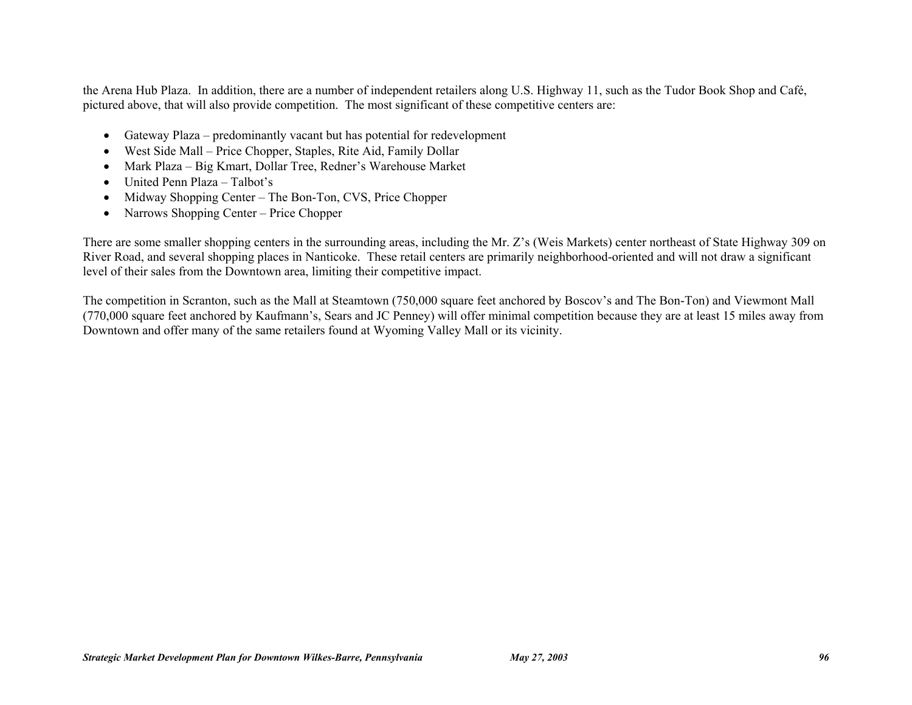the Arena Hub Plaza. In addition, there are a number of independent retailers along U.S. Highway 11, such as the Tudor Book Shop and Café, pictured above, that will also provide competition. The most significant of these competitive centers are:

- Gateway Plaza – predominantly vacant but has potential for redevelopment
- West Side Mall – Price Chopper, Staples, Rite Aid, Family Dollar
- Mark Plaza – Big Kmart, Dollar Tree, Redner's Warehouse Market
- United Penn Plaza – Talbot's
- Midway Shopping Center – The Bon-Ton, CVS, Price Chopper
- Narrows Shopping Center – Price Chopper

There are some smaller shopping centers in the surrounding areas, including the Mr. Z's (Weis Markets) center northeast of State Highway 309 on River Road, and several shopping places in Nanticoke. These retail centers are primarily neighborhood-oriented and will not draw a significant level of their sales from the Downtown area, limiting their competitive impact.

The competition in Scranton, such as the Mall at Steamtown (750,000 square feet anchored by Boscov's and The Bon-Ton) and Viewmont Mall (770,000 square feet anchored by Kaufmann's, Sears and JC Penney) will offer minimal competition because they are at least 15 miles away from Downtown and offer many of the same retailers found at Wyoming Valley Mall or its vicinity.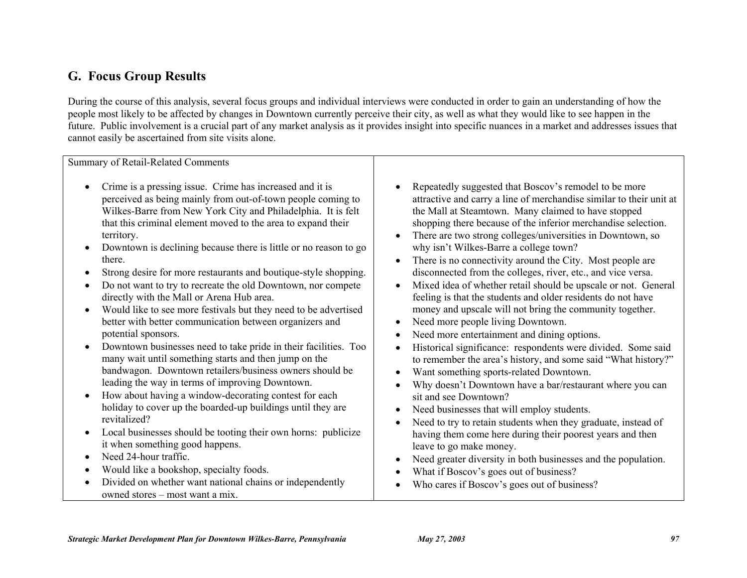## G. Focus Group Results

During the course of this analysis, several focus groups and individual interviews were conducted in order to gain an understanding of how the people most likely to be affected by changes in Downtown currently perceive their city, as well as what they would like to see happen in the future. Public involvement is a crucial part of any market analysis as it provides insight into specific nuances in a market and addresses issues that cannot easily be ascertained from site visits alone.

Summary of Retail-Related Comments

- Crime is a pressing issue. Crime has increased and it is perceived as being mainly from out-of-town people coming to Wilkes-Barre from New York City and Philadelphia. It is felt that this criminal element moved to the area to expand their territory.
- Downtown is declining because there is little or no reason to go there.
- Strong desire for more restaurants and boutique-style shopping.
- Do not want to try to recreate the old Downtown, nor compete directly with the Mall or Arena Hub area.
- Would like to see more festivals but they need to be advertised better with better communication between organizers and potential sponsors.
- Downtown businesses need to take pride in their facilities. Too many wait until something starts and then jump on the bandwagon. Downtown retailers/business owners should be leading the way in terms of improving Downtown.
- How about having a window-decorating contest for each holiday to cover up the boarded-up buildings until they are revitalized?
- Local businesses should be tooting their own horns: publicize it when something good happens.
- Need 24-hour traffic.
- Would like a bookshop, specialty foods.
- Divided on whether want national chains or independently owned stores – most want a mix.
- Repeatedly suggested that Boscov's remodel to be more attractive and carry a line of merchandise similar to their unit at the Mall at Steamtown. Many claimed to have stopped shopping there because of the inferior merchandise selection.
- There are two strong colleges/universities in Downtown, so why isn't Wilkes-Barre a college town?
- There is no connectivity around the City. Most people are disconnected from the colleges, river, etc., and vice versa.
- Mixed idea of whether retail should be upscale or not. General feeling is that the students and older residents do not have money and upscale will not bring the community together.
- Need more people living Downtown.
- Need more entertainment and dining options.
- Historical significance: respondents were divided. Some said to remember the area's history, and some said "What history?"
- Want something sports-related Downtown.
- Why doesn't Downtown have a bar/restaurant where you can sit and see Downtown?
- Need businesses that will employ students.
- Need to try to retain students when they graduate, instead of having them come here during their poorest years and then leave to go make money.
- Need greater diversity in both businesses and the population.
- What if Boscov's goes out of business?
- Who cares if Boscov's goes out of business?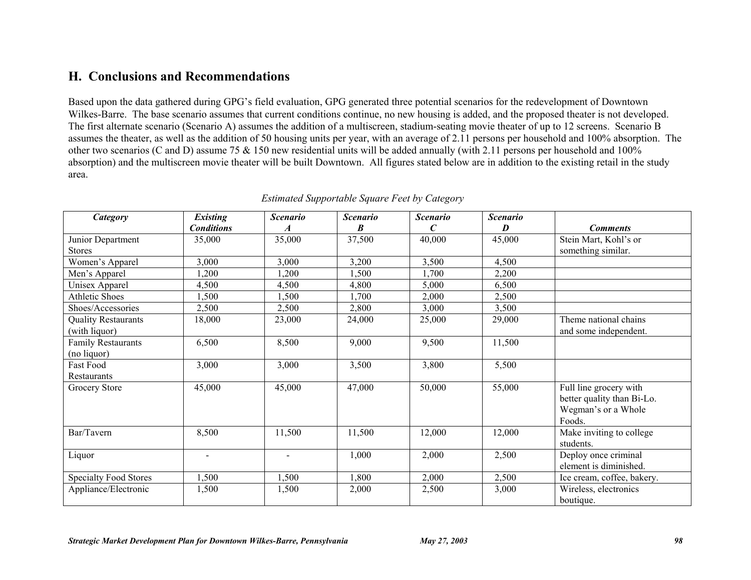## H. Conclusions and Recommendations

Based upon the data gathered during GPG's field evaluation, GPG generated three potential scenarios for the redevelopment of Downtown Wilkes-Barre. The base scenario assumes that current conditions continue, no new housing is added, and the proposed theater is not developed. The first alternate scenario (Scenario A) assumes the addition of a multiscreen, stadium-seating movie theater of up to 12 screens. Scenario B assumes the theater, as well as the addition of 50 housing units per year, with an average of 2.11 persons per household and 100% absorption. The other two scenarios (C and D) assume 75 & 150 new residential units will be added annually (with 2.11 persons per household and 100% absorption) and the multiscreen movie theater will be built Downtown. All figures stated below are in addition to the existing retail in the study area.

*Estimated Supportable Square Feet by Category*

| *Category* | *Existing Conditions* | *Scenario A* | *Scenario B* | *Scenario C* | *Scenario D* | *Comments* |
|---|---|---|---|---|---|---|
| Junior Department Stores | 35,000 | 35,000 | 37,500 | 40,000 | 45,000 | Stein Mart, Kohl's or something similar. |
| Women's Apparel | 3,000 | 3,000 | 3,200 | 3,500 | 4,500 | |
| Men's Apparel | 1,200 | 1,200 | 1,500 | 1,700 | 2,200 | |
| Unisex Apparel | 4,500 | 4,500 | 4,800 | 5,000 | 6,500 | |
| Athletic Shoes | 1,500 | 1,500 | 1,700 | 2,000 | 2,500 | |
| Shoes/Accessories | 2,500 | 2,500 | 2,800 | 3,000 | 3,500 | |
| Quality Restaurants (with liquor) | 18,000 | 23,000 | 24,000 | 25,000 | 29,000 | Theme national chains and some independent. |
| Family Restaurants (no liquor) | 6,500 | 8,500 | 9,000 | 9,500 | 11,500 | |
| Fast Food Restaurants | 3,000 | 3,000 | 3,500 | 3,800 | 5,500 | |
| Grocery Store | 45,000 | 45,000 | 47,000 | 50,000 | 55,000 | Full line grocery with better quality than Bi-Lo. Wegman's or a Whole Foods. |
| Bar/Tavern | 8,500 | 11,500 | 11,500 | 12,000 | 12,000 | Make inviting to college students. |
| Liquor | - | - | 1,000 | 2,000 | 2,500 | Deploy once criminal element is diminished. |
| Specialty Food Stores | 1,500 | 1,500 | 1,800 | 2,000 | 2,500 | Ice cream, coffee, bakery. |
| Appliance/Electronic | 1,500 | 1,500 | 2,000 | 2,500 | 3,000 | Wireless, electronics boutique. |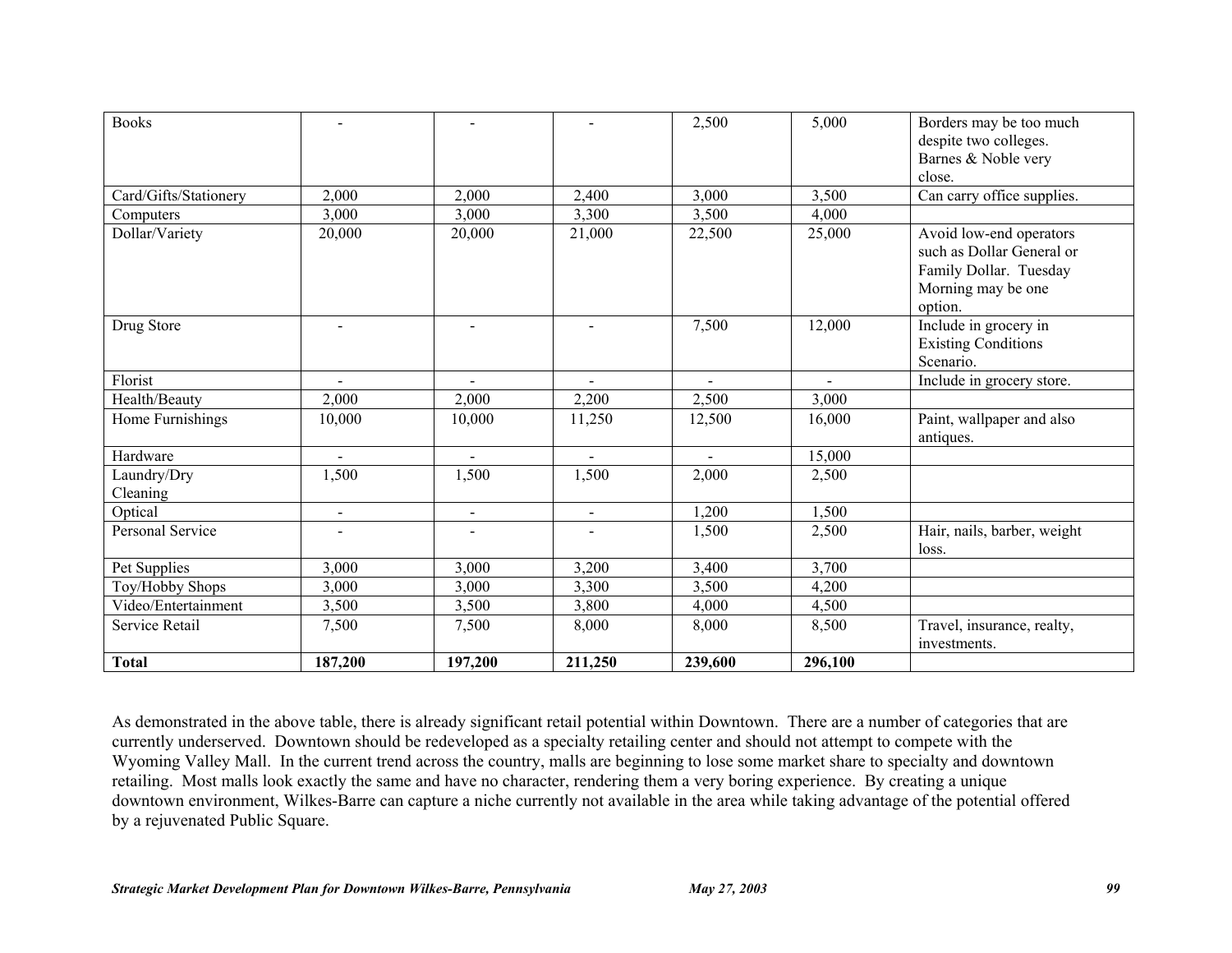| Books | - | - | - | 2,500 | 5,000 | Borders may be too much despite two colleges. Barnes & Noble very close. |
|---|---|---|---|---|---|---|
| Card/Gifts/Stationery | 2,000 | 2,000 | 2,400 | 3,000 | 3,500 | Can carry office supplies. |
| Computers | 3,000 | 3,000 | 3,300 | 3,500 | 4,000 | |
| Dollar/Variety | 20,000 | 20,000 | 21,000 | 22,500 | 25,000 | Avoid low-end operators such as Dollar General or Family Dollar. Tuesday Morning may be one option. |
| Drug Store | - | - | - | 7,500 | 12,000 | Include in grocery in Existing Conditions Scenario. |
| Florist | - | - | - | - | - | Include in grocery store. |
| Health/Beauty | 2,000 | 2,000 | 2,200 | 2,500 | 3,000 | |
| Home Furnishings | 10,000 | 10,000 | 11,250 | 12,500 | 16,000 | Paint, wallpaper and also antiques. |
| Hardware | - | - | - | - | 15,000 | |
| Laundry/Dry Cleaning | 1,500 | 1,500 | 1,500 | 2,000 | 2,500 | |
| Optical | - | - | - | 1,200 | 1,500 | |
| Personal Service | - | - | - | 1,500 | 2,500 | Hair, nails, barber, weight loss. |
| Pet Supplies | 3,000 | 3,000 | 3,200 | 3,400 | 3,700 | |
| Toy/Hobby Shops | 3,000 | 3,000 | 3,300 | 3,500 | 4,200 | |
| Video/Entertainment | 3,500 | 3,500 | 3,800 | 4,000 | 4,500 | |
| Service Retail | 7,500 | 7,500 | 8,000 | 8,000 | 8,500 | Travel, insurance, realty, investments. |
| **Total** | **187,200** | **197,200** | **211,250** | **239,600** | **296,100** | |

As demonstrated in the above table, there is already significant retail potential within Downtown. There are a number of categories that are currently underserved. Downtown should be redeveloped as a specialty retailing center and should not attempt to compete with the Wyoming Valley Mall. In the current trend across the country, malls are beginning to lose some market share to specialty and downtown retailing. Most malls look exactly the same and have no character, rendering them a very boring experience. By creating a unique downtown environment, Wilkes-Barre can capture a niche currently not available in the area while taking advantage of the potential offered by a rejuvenated Public Square.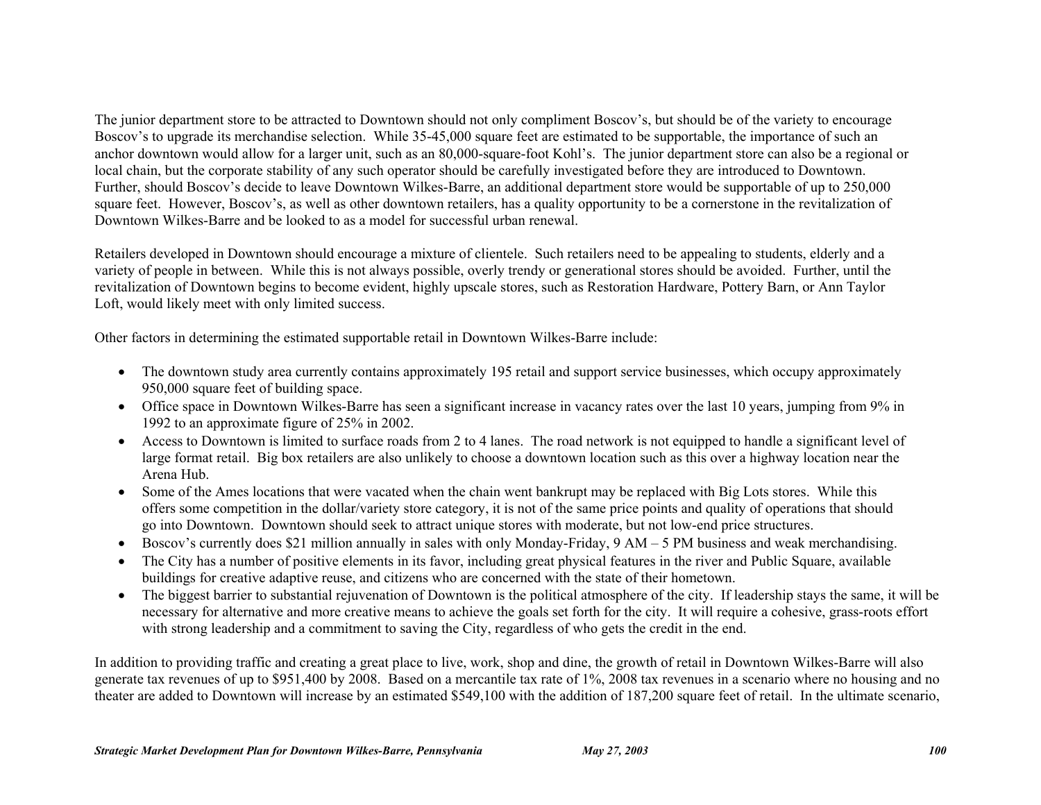The junior department store to be attracted to Downtown should not only compliment Boscov's, but should be of the variety to encourage Boscov's to upgrade its merchandise selection. While 35-45,000 square feet are estimated to be supportable, the importance of such an anchor downtown would allow for a larger unit, such as an 80,000-square-foot Kohl's. The junior department store can also be a regional or local chain, but the corporate stability of any such operator should be carefully investigated before they are introduced to Downtown. Further, should Boscov's decide to leave Downtown Wilkes-Barre, an additional department store would be supportable of up to 250,000 square feet. However, Boscov's, as well as other downtown retailers, has a quality opportunity to be a cornerstone in the revitalization of Downtown Wilkes-Barre and be looked to as a model for successful urban renewal.

Retailers developed in Downtown should encourage a mixture of clientele. Such retailers need to be appealing to students, elderly and a variety of people in between. While this is not always possible, overly trendy or generational stores should be avoided. Further, until the revitalization of Downtown begins to become evident, highly upscale stores, such as Restoration Hardware, Pottery Barn, or Ann Taylor Loft, would likely meet with only limited success.

Other factors in determining the estimated supportable retail in Downtown Wilkes-Barre include:

- The downtown study area currently contains approximately 195 retail and support service businesses, which occupy approximately 950,000 square feet of building space.
- Office space in Downtown Wilkes-Barre has seen a significant increase in vacancy rates over the last 10 years, jumping from 9% in 1992 to an approximate figure of 25% in 2002.
- Access to Downtown is limited to surface roads from 2 to 4 lanes. The road network is not equipped to handle a significant level of large format retail. Big box retailers are also unlikely to choose a downtown location such as this over a highway location near the Arena Hub.
- Some of the Ames locations that were vacated when the chain went bankrupt may be replaced with Big Lots stores. While this offers some competition in the dollar/variety store category, it is not of the same price points and quality of operations that should go into Downtown. Downtown should seek to attract unique stores with moderate, but not low-end price structures.
- Boscov's currently does $21 million annually in sales with only Monday-Friday, 9 AM – 5 PM business and weak merchandising.
- The City has a number of positive elements in its favor, including great physical features in the river and Public Square, available buildings for creative adaptive reuse, and citizens who are concerned with the state of their hometown.
- The biggest barrier to substantial rejuvenation of Downtown is the political atmosphere of the city. If leadership stays the same, it will be necessary for alternative and more creative means to achieve the goals set forth for the city. It will require a cohesive, grass-roots effort with strong leadership and a commitment to saving the City, regardless of who gets the credit in the end.

In addition to providing traffic and creating a great place to live, work, shop and dine, the growth of retail in Downtown Wilkes-Barre will also generate tax revenues of up to $951,400 by 2008. Based on a mercantile tax rate of 1%, 2008 tax revenues in a scenario where no housing and no theater are added to Downtown will increase by an estimated $549,100 with the addition of 187,200 square feet of retail. In the ultimate scenario,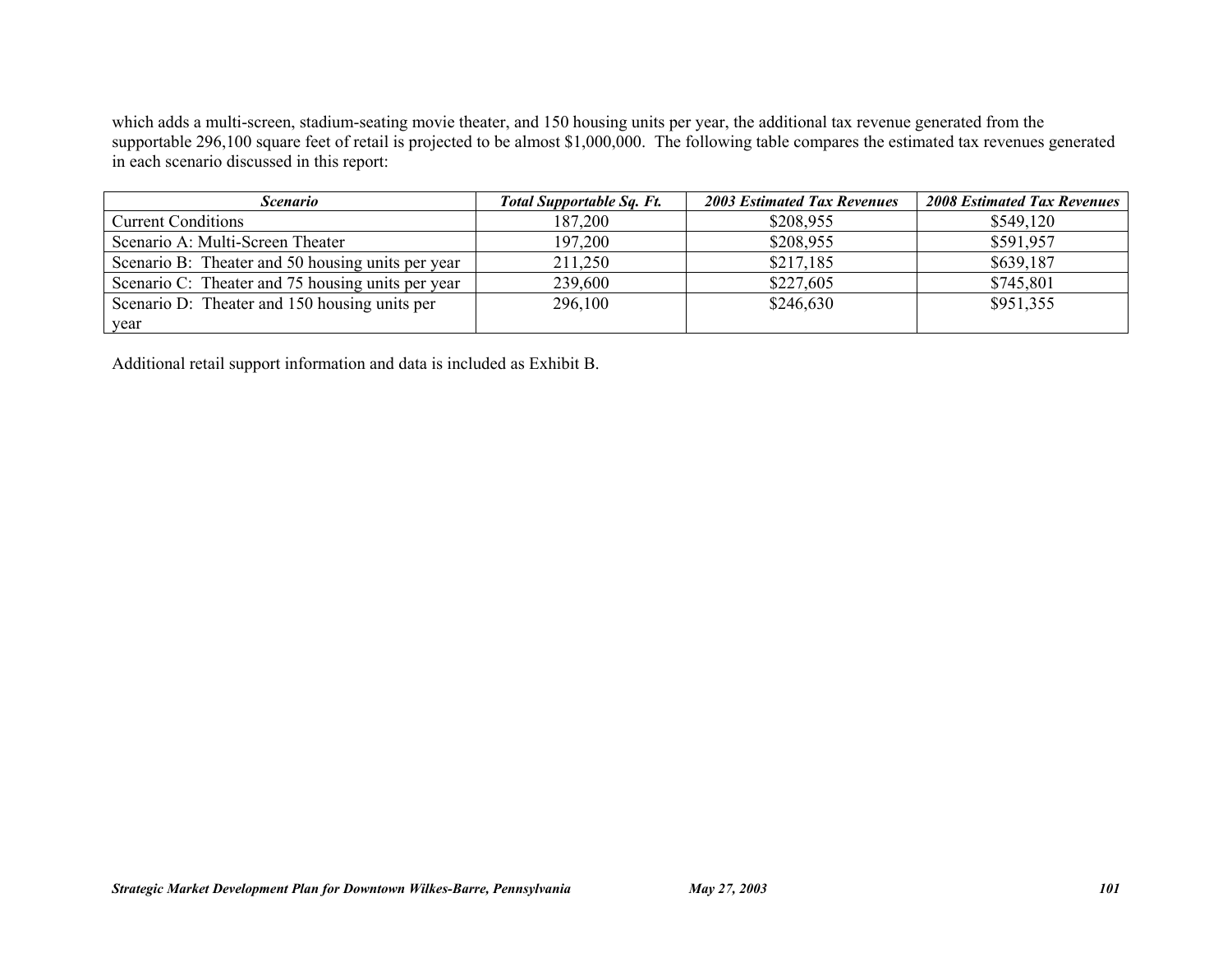which adds a multi-screen, stadium-seating movie theater, and 150 housing units per year, the additional tax revenue generated from the supportable 296,100 square feet of retail is projected to be almost $1,000,000. The following table compares the estimated tax revenues generated in each scenario discussed in this report:

| ***Scenario*** | ***Total Supportable Sq. Ft.*** | ***2003 Estimated Tax Revenues*** | ***2008 Estimated Tax Revenues*** |
|---|---|---|---|
| Current Conditions | 187,200 | $208,955 | $549,120 |
| Scenario A: Multi-Screen Theater | 197,200 | $208,955 | $591,957 |
| Scenario B: Theater and 50 housing units per year | 211,250 | $217,185 | $639,187 |
| Scenario C: Theater and 75 housing units per year | 239,600 | $227,605 | $745,801 |
| Scenario D: Theater and 150 housing units per year | 296,100 | $246,630 | $951,355 |

Additional retail support information and data is included as Exhibit B.